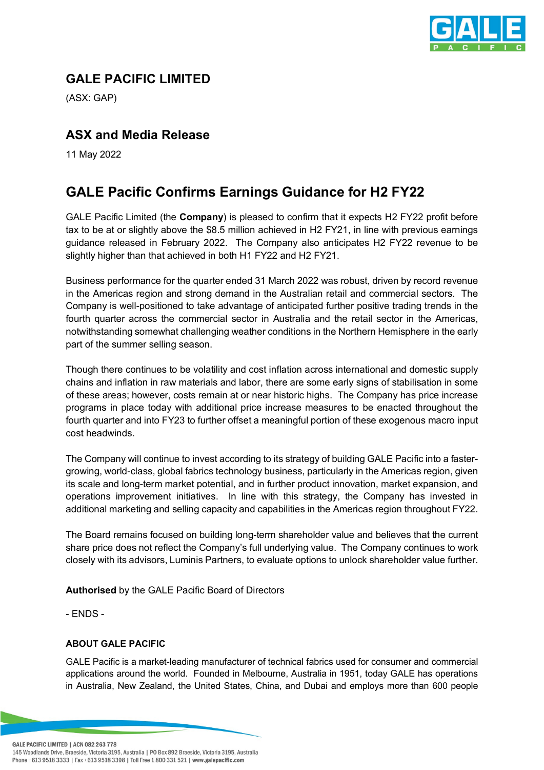# GALE PACIFIC LIMITED

(ASX: GAP)

## ASX and Media Release

11 May 2022

## GALE Pacific Confirms Earnings Guidance for H2 FY22

GALE Pacific Limited (the **Company**) is pleased to confirm that it expects H2 FY22 profit before tax to be at or slightly above the $8.5 million achieved in H2 FY21, in line with previous earnings guidance released in February 2022. The Company also anticipates H2 FY22 revenue to be slightly higher than that achieved in both H1 FY22 and H2 FY21.

Business performance for the quarter ended 31 March 2022 was robust, driven by record revenue in the Americas region and strong demand in the Australian retail and commercial sectors. The Company is well-positioned to take advantage of anticipated further positive trading trends in the fourth quarter across the commercial sector in Australia and the retail sector in the Americas, notwithstanding somewhat challenging weather conditions in the Northern Hemisphere in the early part of the summer selling season.

Though there continues to be volatility and cost inflation across international and domestic supply chains and inflation in raw materials and labor, there are some early signs of stabilisation in some of these areas; however, costs remain at or near historic highs. The Company has price increase programs in place today with additional price increase measures to be enacted throughout the fourth quarter and into FY23 to further offset a meaningful portion of these exogenous macro input cost headwinds.

The Company will continue to invest according to its strategy of building GALE Pacific into a faster-growing, world-class, global fabrics technology business, particularly in the Americas region, given its scale and long-term market potential, and in further product innovation, market expansion, and operations improvement initiatives. In line with this strategy, the Company has invested in additional marketing and selling capacity and capabilities in the Americas region throughout FY22.

The Board remains focused on building long-term shareholder value and believes that the current share price does not reflect the Company's full underlying value. The Company continues to work closely with its advisors, Luminis Partners, to evaluate options to unlock shareholder value further.

**Authorised** by the GALE Pacific Board of Directors

- ENDS -

#### ABOUT GALE PACIFIC

GALE Pacific is a market-leading manufacturer of technical fabrics used for consumer and commercial applications around the world. Founded in Melbourne, Australia in 1951, today GALE has operations in Australia, New Zealand, the United States, China, and Dubai and employs more than 600 people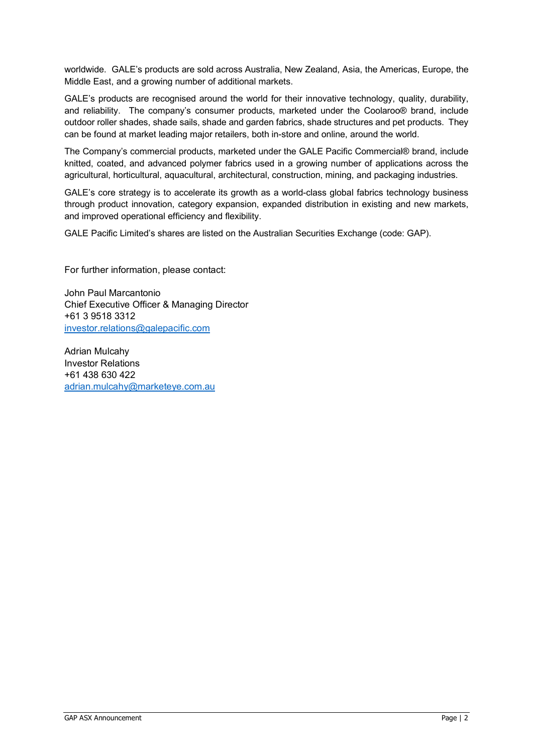worldwide. GALE's products are sold across Australia, New Zealand, Asia, the Americas, Europe, the Middle East, and a growing number of additional markets.

GALE's products are recognised around the world for their innovative technology, quality, durability, and reliability. The company's consumer products, marketed under the Coolaroo® brand, include outdoor roller shades, shade sails, shade and garden fabrics, shade structures and pet products. They can be found at market leading major retailers, both in-store and online, around the world.

The Company's commercial products, marketed under the GALE Pacific Commercial® brand, include knitted, coated, and advanced polymer fabrics used in a growing number of applications across the agricultural, horticultural, aquacultural, architectural, construction, mining, and packaging industries.

GALE's core strategy is to accelerate its growth as a world-class global fabrics technology business through product innovation, category expansion, expanded distribution in existing and new markets, and improved operational efficiency and flexibility.

GALE Pacific Limited's shares are listed on the Australian Securities Exchange (code: GAP).

For further information, please contact:

John Paul Marcantonio
Chief Executive Officer & Managing Director
+61 3 9518 3312
investor.relations@galepacific.com

Adrian Mulcahy
Investor Relations
+61 438 630 422
adrian.mulcahy@marketeye.com.au